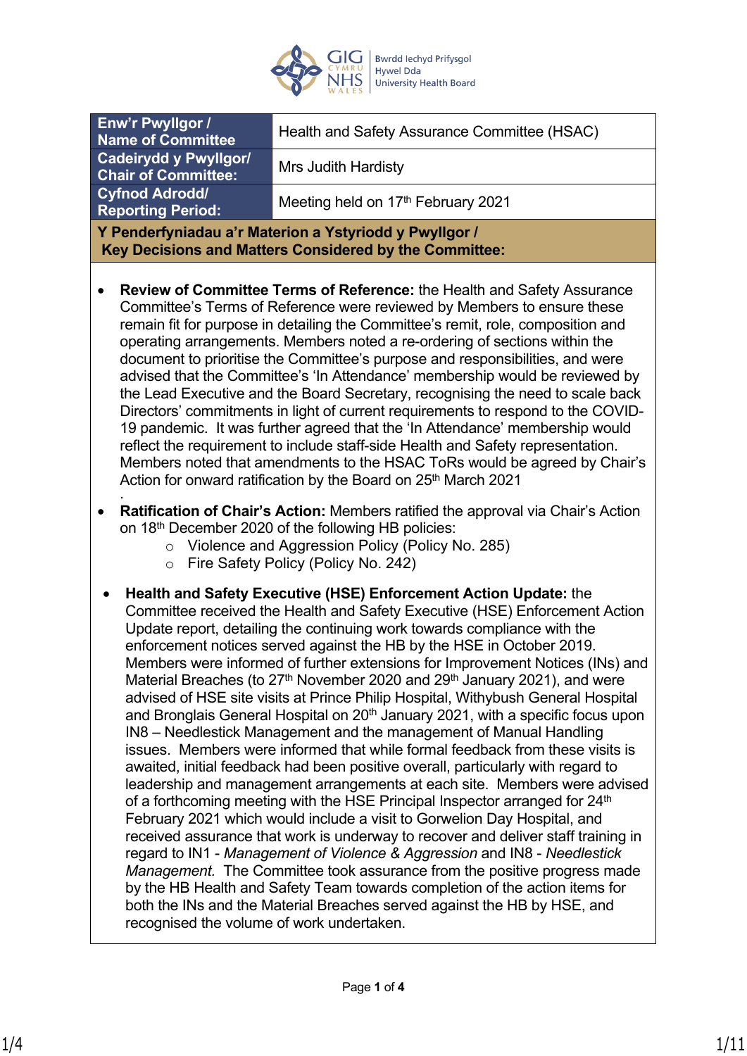| Enw'r Pwyllgor / Name of Committee | Health and Safety Assurance Committee (HSAC) |
|---|---|
| Cadeirydd y Pwyllgor/ Chair of Committee: | Mrs Judith Hardisty |
| Cyfnod Adrodd/ Reporting Period: | Meeting held on 17th February 2021 |

**Y Penderfyniadau a'r Materion a Ystyriodd y Pwyllgor / Key Decisions and Matters Considered by the Committee:**

- **Review of Committee Terms of Reference:** the Health and Safety Assurance Committee's Terms of Reference were reviewed by Members to ensure these remain fit for purpose in detailing the Committee's remit, role, composition and operating arrangements. Members noted a re-ordering of sections within the document to prioritise the Committee's purpose and responsibilities, and were advised that the Committee's 'In Attendance' membership would be reviewed by the Lead Executive and the Board Secretary, recognising the need to scale back Directors' commitments in light of current requirements to respond to the COVID-19 pandemic. It was further agreed that the 'In Attendance' membership would reflect the requirement to include staff-side Health and Safety representation. Members noted that amendments to the HSAC ToRs would be agreed by Chair's Action for onward ratification by the Board on 25th March 2021
.
- **Ratification of Chair's Action:** Members ratified the approval via Chair's Action on 18th December 2020 of the following HB policies:
  - Violence and Aggression Policy (Policy No. 285)
  - Fire Safety Policy (Policy No. 242)

- **Health and Safety Executive (HSE) Enforcement Action Update:** the Committee received the Health and Safety Executive (HSE) Enforcement Action Update report, detailing the continuing work towards compliance with the enforcement notices served against the HB by the HSE in October 2019. Members were informed of further extensions for Improvement Notices (INs) and Material Breaches (to 27th November 2020 and 29th January 2021), and were advised of HSE site visits at Prince Philip Hospital, Withybush General Hospital and Bronglais General Hospital on 20th January 2021, with a specific focus upon IN8 – Needlestick Management and the management of Manual Handling issues. Members were informed that while formal feedback from these visits is awaited, initial feedback had been positive overall, particularly with regard to leadership and management arrangements at each site. Members were advised of a forthcoming meeting with the HSE Principal Inspector arranged for 24th February 2021 which would include a visit to Gorwelion Day Hospital, and received assurance that work is underway to recover and deliver staff training in regard to IN1 - *Management of Violence & Aggression* and IN8 - *Needlestick Management.* The Committee took assurance from the positive progress made by the HB Health and Safety Team towards completion of the action items for both the INs and the Material Breaches served against the HB by HSE, and recognised the volume of work undertaken.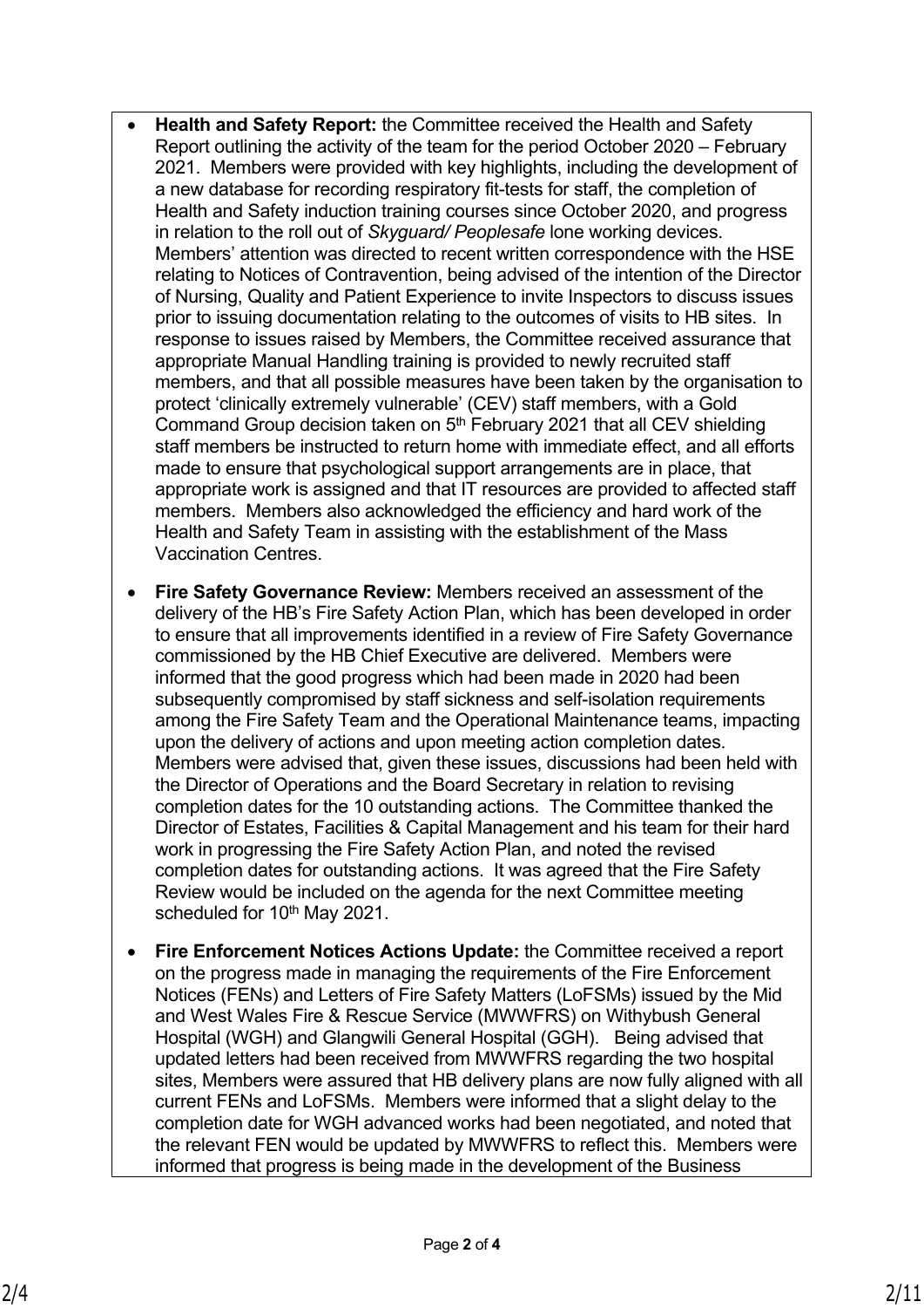- **Health and Safety Report:** the Committee received the Health and Safety Report outlining the activity of the team for the period October 2020 – February 2021. Members were provided with key highlights, including the development of a new database for recording respiratory fit-tests for staff, the completion of Health and Safety induction training courses since October 2020, and progress in relation to the roll out of *Skyguard/ Peoplesafe* lone working devices. Members' attention was directed to recent written correspondence with the HSE relating to Notices of Contravention, being advised of the intention of the Director of Nursing, Quality and Patient Experience to invite Inspectors to discuss issues prior to issuing documentation relating to the outcomes of visits to HB sites. In response to issues raised by Members, the Committee received assurance that appropriate Manual Handling training is provided to newly recruited staff members, and that all possible measures have been taken by the organisation to protect 'clinically extremely vulnerable' (CEV) staff members, with a Gold Command Group decision taken on 5th February 2021 that all CEV shielding staff members be instructed to return home with immediate effect, and all efforts made to ensure that psychological support arrangements are in place, that appropriate work is assigned and that IT resources are provided to affected staff members. Members also acknowledged the efficiency and hard work of the Health and Safety Team in assisting with the establishment of the Mass Vaccination Centres.
- **Fire Safety Governance Review:** Members received an assessment of the delivery of the HB's Fire Safety Action Plan, which has been developed in order to ensure that all improvements identified in a review of Fire Safety Governance commissioned by the HB Chief Executive are delivered. Members were informed that the good progress which had been made in 2020 had been subsequently compromised by staff sickness and self-isolation requirements among the Fire Safety Team and the Operational Maintenance teams, impacting upon the delivery of actions and upon meeting action completion dates. Members were advised that, given these issues, discussions had been held with the Director of Operations and the Board Secretary in relation to revising completion dates for the 10 outstanding actions. The Committee thanked the Director of Estates, Facilities & Capital Management and his team for their hard work in progressing the Fire Safety Action Plan, and noted the revised completion dates for outstanding actions. It was agreed that the Fire Safety Review would be included on the agenda for the next Committee meeting scheduled for 10th May 2021.
- **Fire Enforcement Notices Actions Update:** the Committee received a report on the progress made in managing the requirements of the Fire Enforcement Notices (FENs) and Letters of Fire Safety Matters (LoFSMs) issued by the Mid and West Wales Fire & Rescue Service (MWWFRS) on Withybush General Hospital (WGH) and Glangwili General Hospital (GGH). Being advised that updated letters had been received from MWWFRS regarding the two hospital sites, Members were assured that HB delivery plans are now fully aligned with all current FENs and LoFSMs. Members were informed that a slight delay to the completion date for WGH advanced works had been negotiated, and noted that the relevant FEN would be updated by MWWFRS to reflect this. Members were informed that progress is being made in the development of the Business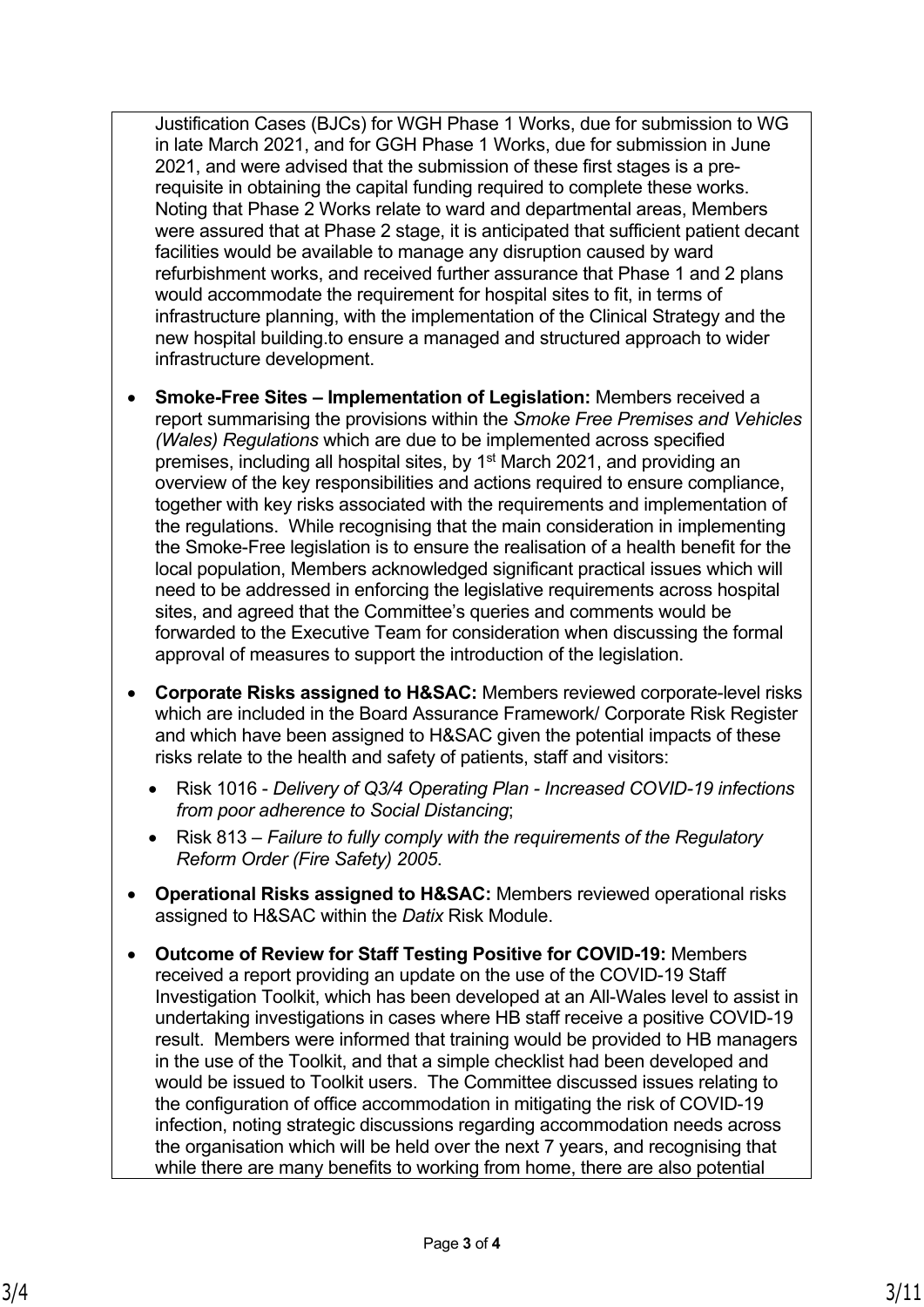Justification Cases (BJCs) for WGH Phase 1 Works, due for submission to WG in late March 2021, and for GGH Phase 1 Works, due for submission in June 2021, and were advised that the submission of these first stages is a pre-requisite in obtaining the capital funding required to complete these works. Noting that Phase 2 Works relate to ward and departmental areas, Members were assured that at Phase 2 stage, it is anticipated that sufficient patient decant facilities would be available to manage any disruption caused by ward refurbishment works, and received further assurance that Phase 1 and 2 plans would accommodate the requirement for hospital sites to fit, in terms of infrastructure planning, with the implementation of the Clinical Strategy and the new hospital building.to ensure a managed and structured approach to wider infrastructure development.

- **Smoke-Free Sites – Implementation of Legislation:** Members received a report summarising the provisions within the *Smoke Free Premises and Vehicles (Wales) Regulations* which are due to be implemented across specified premises, including all hospital sites, by 1st March 2021, and providing an overview of the key responsibilities and actions required to ensure compliance, together with key risks associated with the requirements and implementation of the regulations. While recognising that the main consideration in implementing the Smoke-Free legislation is to ensure the realisation of a health benefit for the local population, Members acknowledged significant practical issues which will need to be addressed in enforcing the legislative requirements across hospital sites, and agreed that the Committee's queries and comments would be forwarded to the Executive Team for consideration when discussing the formal approval of measures to support the introduction of the legislation.
- **Corporate Risks assigned to H&SAC:** Members reviewed corporate-level risks which are included in the Board Assurance Framework/ Corporate Risk Register and which have been assigned to H&SAC given the potential impacts of these risks relate to the health and safety of patients, staff and visitors:
  - Risk 1016 - *Delivery of Q3/4 Operating Plan - Increased COVID-19 infections from poor adherence to Social Distancing*;
  - Risk 813 – *Failure to fully comply with the requirements of the Regulatory Reform Order (Fire Safety) 2005*.
- **Operational Risks assigned to H&SAC:** Members reviewed operational risks assigned to H&SAC within the *Datix* Risk Module.
- **Outcome of Review for Staff Testing Positive for COVID-19:** Members received a report providing an update on the use of the COVID-19 Staff Investigation Toolkit, which has been developed at an All-Wales level to assist in undertaking investigations in cases where HB staff receive a positive COVID-19 result. Members were informed that training would be provided to HB managers in the use of the Toolkit, and that a simple checklist had been developed and would be issued to Toolkit users. The Committee discussed issues relating to the configuration of office accommodation in mitigating the risk of COVID-19 infection, noting strategic discussions regarding accommodation needs across the organisation which will be held over the next 7 years, and recognising that while there are many benefits to working from home, there are also potential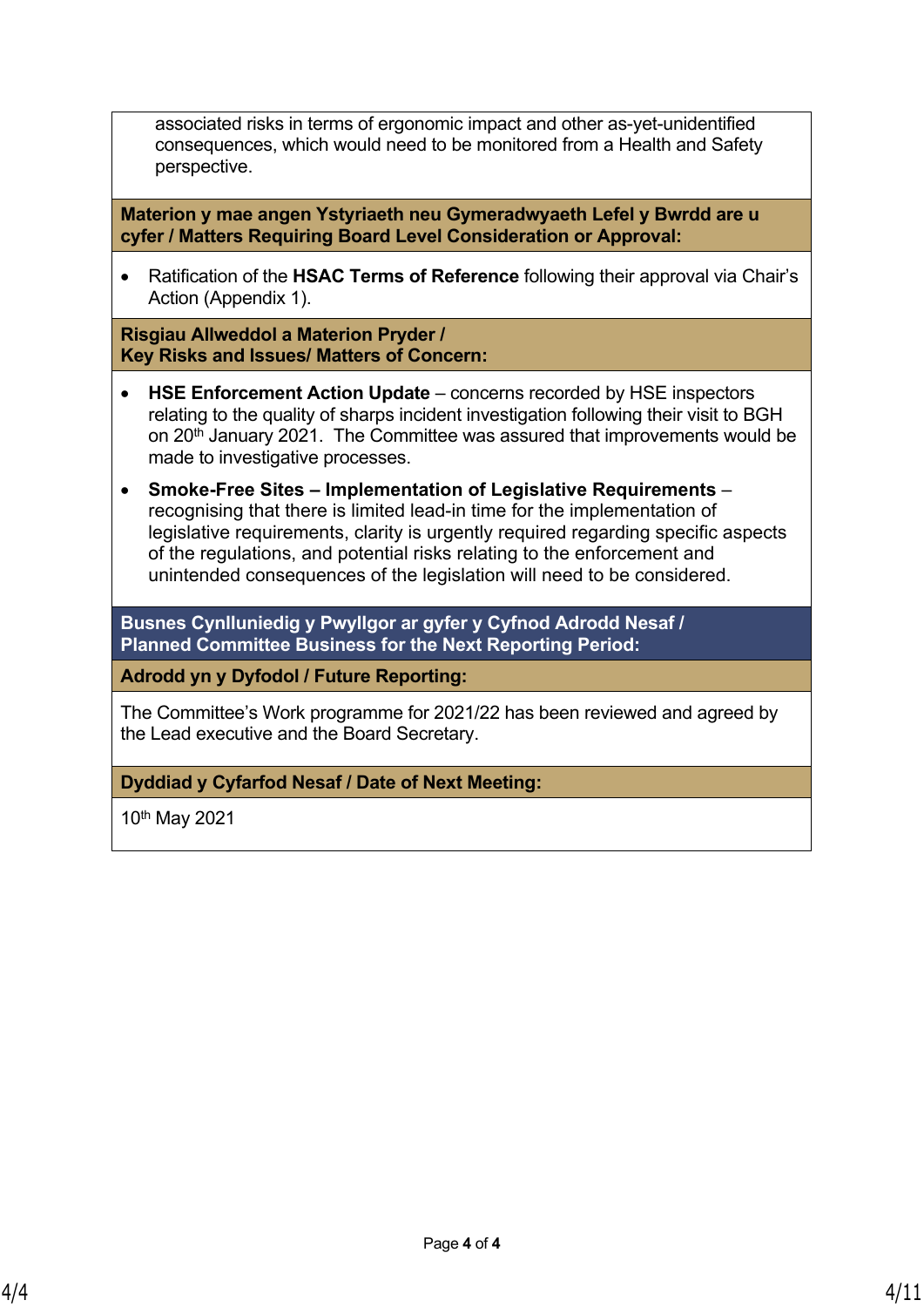associated risks in terms of ergonomic impact and other as-yet-unidentified consequences, which would need to be monitored from a Health and Safety perspective.

**Materion y mae angen Ystyriaeth neu Gymeradwyaeth Lefel y Bwrdd are u cyfer / Matters Requiring Board Level Consideration or Approval:**

- Ratification of the **HSAC Terms of Reference** following their approval via Chair's Action (Appendix 1).

**Risgiau Allweddol a Materion Pryder / Key Risks and Issues/ Matters of Concern:**

- **HSE Enforcement Action Update** – concerns recorded by HSE inspectors relating to the quality of sharps incident investigation following their visit to BGH on 20th January 2021. The Committee was assured that improvements would be made to investigative processes.
- **Smoke-Free Sites – Implementation of Legislative Requirements** – recognising that there is limited lead-in time for the implementation of legislative requirements, clarity is urgently required regarding specific aspects of the regulations, and potential risks relating to the enforcement and unintended consequences of the legislation will need to be considered.

## Busnes Cynlluniedig y Pwyllgor ar gyfer y Cyfnod Adrodd Nesaf / Planned Committee Business for the Next Reporting Period:

**Adrodd yn y Dyfodol / Future Reporting:**

The Committee's Work programme for 2021/22 has been reviewed and agreed by the Lead executive and the Board Secretary.

**Dyddiad y Cyfarfod Nesaf / Date of Next Meeting:**

10th May 2021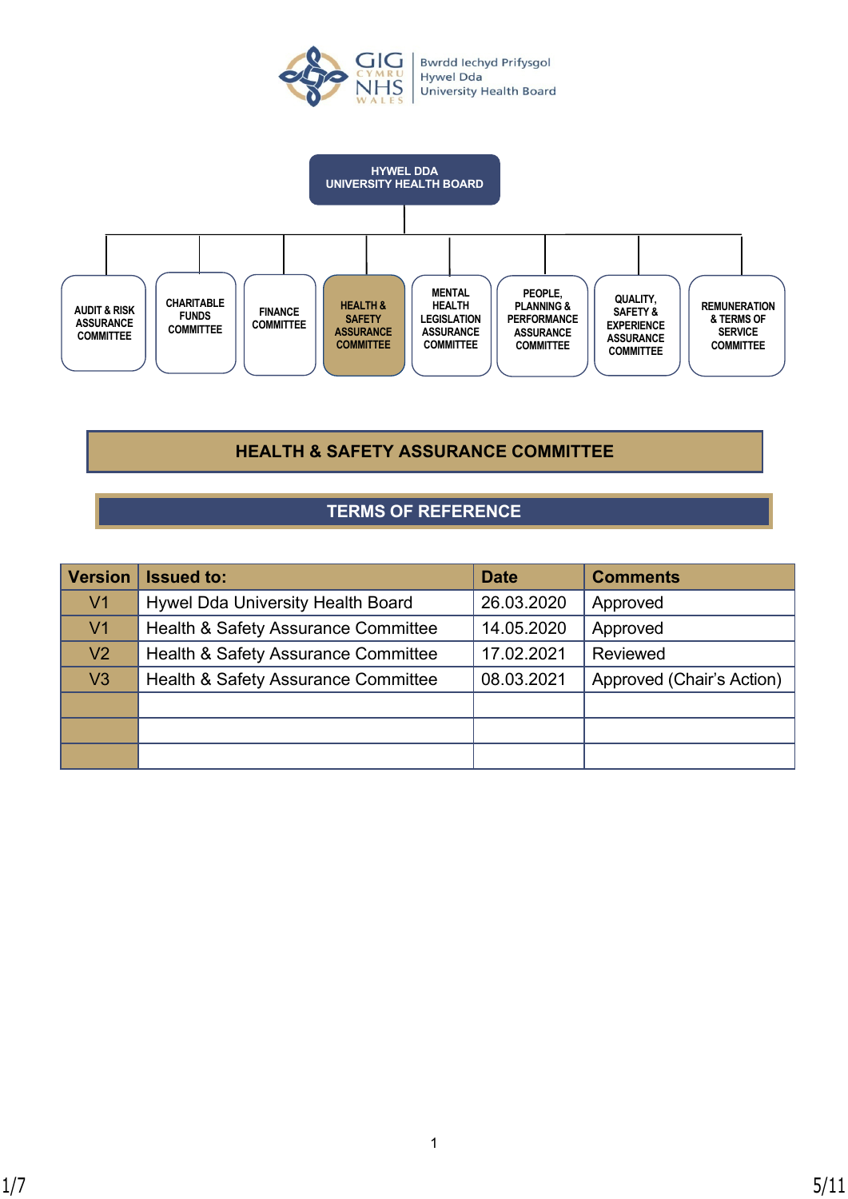Bwrdd Iechyd Prifysgol Hywel Dda University Health Board

HYWEL DDA UNIVERSITY HEALTH BOARD

AUDIT & RISK ASSURANCE COMMITTEE | CHARITABLE FUNDS COMMITTEE | FINANCE COMMITTEE | HEALTH & SAFETY ASSURANCE COMMITTEE | MENTAL HEALTH LEGISLATION ASSURANCE COMMITTEE | PEOPLE, PLANNING & PERFORMANCE ASSURANCE COMMITTEE | QUALITY, SAFETY & EXPERIENCE ASSURANCE COMMITTEE | REMUNERATION & TERMS OF SERVICE COMMITTEE

# HEALTH & SAFETY ASSURANCE COMMITTEE

## TERMS OF REFERENCE

| Version | Issued to: | Date | Comments |
|---|---|---|---|
| V1 | Hywel Dda University Health Board | 26.03.2020 | Approved |
| V1 | Health & Safety Assurance Committee | 14.05.2020 | Approved |
| V2 | Health & Safety Assurance Committee | 17.02.2021 | Reviewed |
| V3 | Health & Safety Assurance Committee | 08.03.2021 | Approved (Chair's Action) |
| | | | |
| | | | |
| | | | |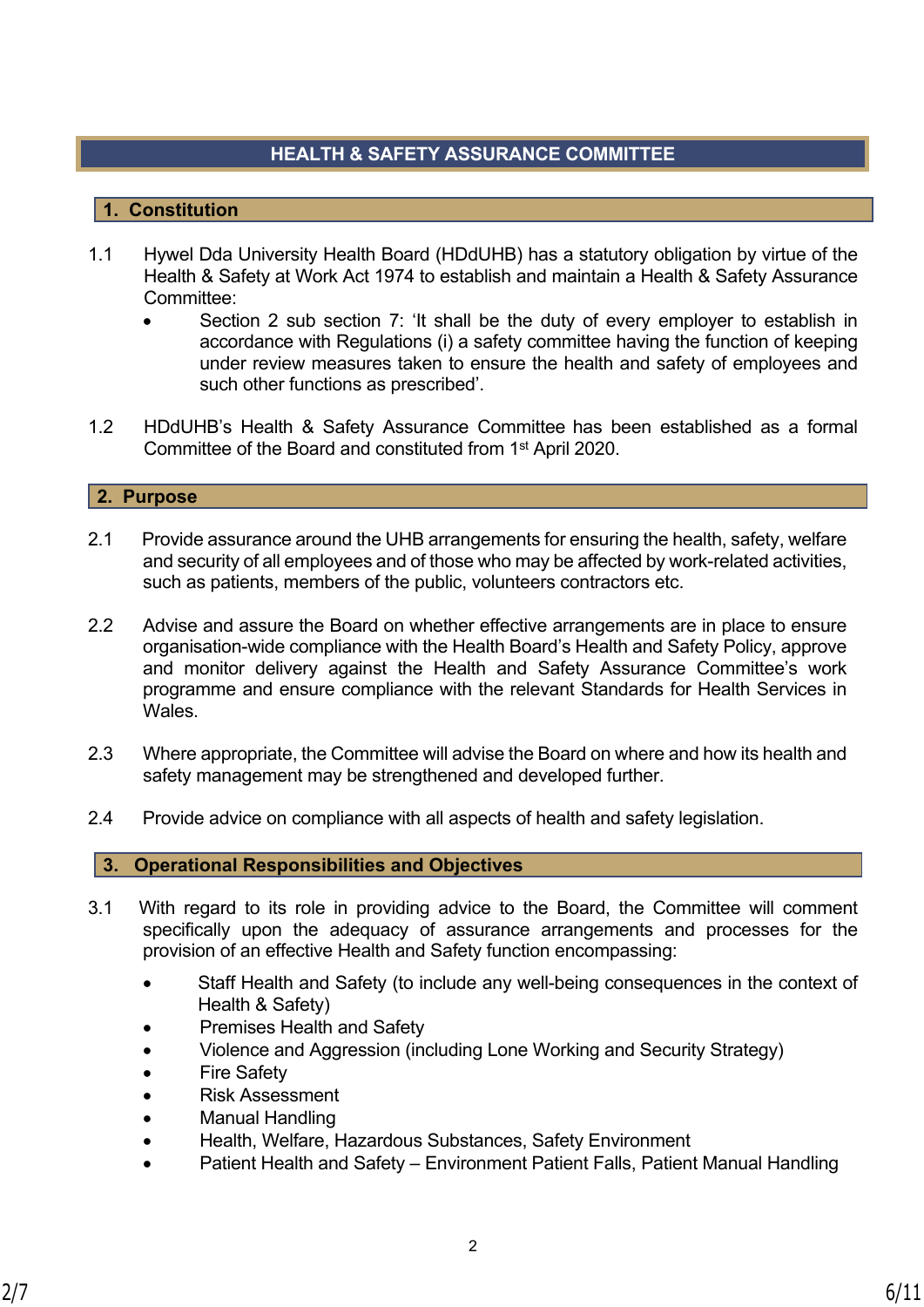# HEALTH & SAFETY ASSURANCE COMMITTEE

## 1. Constitution

1.1 Hywel Dda University Health Board (HDdUHB) has a statutory obligation by virtue of the Health & Safety at Work Act 1974 to establish and maintain a Health & Safety Assurance Committee:

- Section 2 sub section 7: 'It shall be the duty of every employer to establish in accordance with Regulations (i) a safety committee having the function of keeping under review measures taken to ensure the health and safety of employees and such other functions as prescribed'.

1.2 HDdUHB's Health & Safety Assurance Committee has been established as a formal Committee of the Board and constituted from 1st April 2020.

## 2. Purpose

2.1 Provide assurance around the UHB arrangements for ensuring the health, safety, welfare and security of all employees and of those who may be affected by work-related activities, such as patients, members of the public, volunteers contractors etc.

2.2 Advise and assure the Board on whether effective arrangements are in place to ensure organisation-wide compliance with the Health Board's Health and Safety Policy, approve and monitor delivery against the Health and Safety Assurance Committee's work programme and ensure compliance with the relevant Standards for Health Services in Wales.

2.3 Where appropriate, the Committee will advise the Board on where and how its health and safety management may be strengthened and developed further.

2.4 Provide advice on compliance with all aspects of health and safety legislation.

## 3. Operational Responsibilities and Objectives

3.1 With regard to its role in providing advice to the Board, the Committee will comment specifically upon the adequacy of assurance arrangements and processes for the provision of an effective Health and Safety function encompassing:

- Staff Health and Safety (to include any well-being consequences in the context of Health & Safety)
- Premises Health and Safety
- Violence and Aggression (including Lone Working and Security Strategy)
- Fire Safety
- Risk Assessment
- Manual Handling
- Health, Welfare, Hazardous Substances, Safety Environment
- Patient Health and Safety – Environment Patient Falls, Patient Manual Handling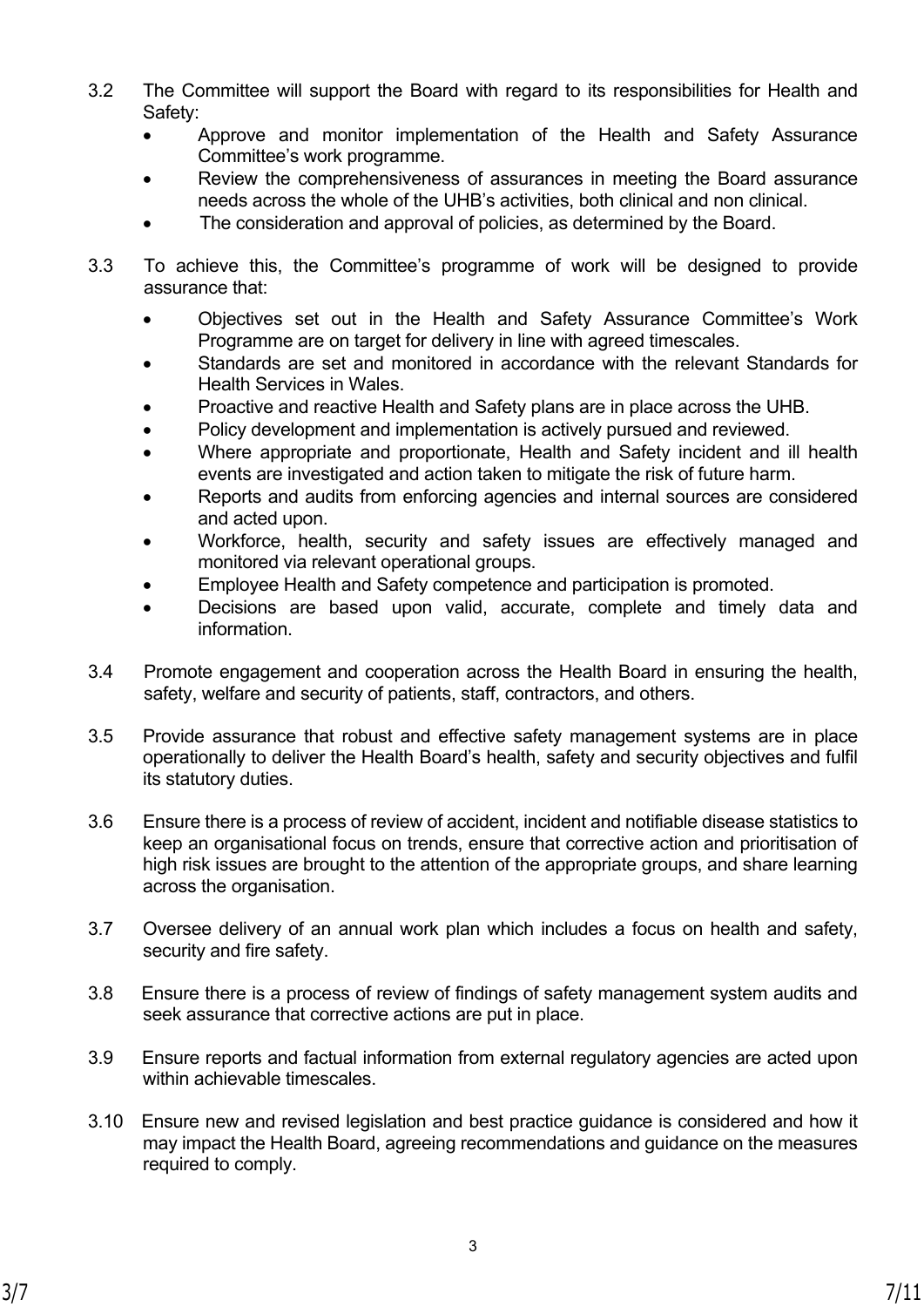3.2 The Committee will support the Board with regard to its responsibilities for Health and Safety:

- Approve and monitor implementation of the Health and Safety Assurance Committee's work programme.
- Review the comprehensiveness of assurances in meeting the Board assurance needs across the whole of the UHB's activities, both clinical and non clinical.
- The consideration and approval of policies, as determined by the Board.

3.3 To achieve this, the Committee's programme of work will be designed to provide assurance that:

- Objectives set out in the Health and Safety Assurance Committee's Work Programme are on target for delivery in line with agreed timescales.
- Standards are set and monitored in accordance with the relevant Standards for Health Services in Wales.
- Proactive and reactive Health and Safety plans are in place across the UHB.
- Policy development and implementation is actively pursued and reviewed.
- Where appropriate and proportionate, Health and Safety incident and ill health events are investigated and action taken to mitigate the risk of future harm.
- Reports and audits from enforcing agencies and internal sources are considered and acted upon.
- Workforce, health, security and safety issues are effectively managed and monitored via relevant operational groups.
- Employee Health and Safety competence and participation is promoted.
- Decisions are based upon valid, accurate, complete and timely data and information.

3.4 Promote engagement and cooperation across the Health Board in ensuring the health, safety, welfare and security of patients, staff, contractors, and others.

3.5 Provide assurance that robust and effective safety management systems are in place operationally to deliver the Health Board's health, safety and security objectives and fulfil its statutory duties.

3.6 Ensure there is a process of review of accident, incident and notifiable disease statistics to keep an organisational focus on trends, ensure that corrective action and prioritisation of high risk issues are brought to the attention of the appropriate groups, and share learning across the organisation.

3.7 Oversee delivery of an annual work plan which includes a focus on health and safety, security and fire safety.

3.8 Ensure there is a process of review of findings of safety management system audits and seek assurance that corrective actions are put in place.

3.9 Ensure reports and factual information from external regulatory agencies are acted upon within achievable timescales.

3.10 Ensure new and revised legislation and best practice guidance is considered and how it may impact the Health Board, agreeing recommendations and guidance on the measures required to comply.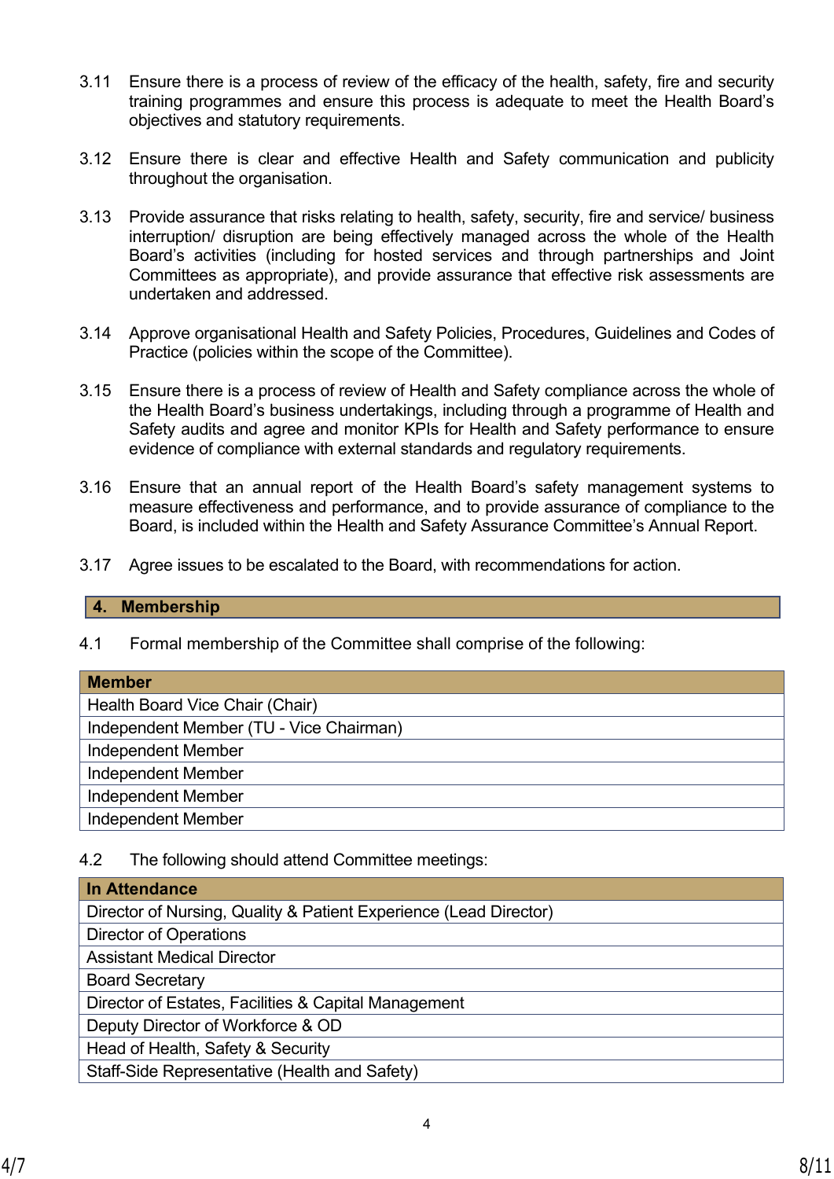3.11 Ensure there is a process of review of the efficacy of the health, safety, fire and security training programmes and ensure this process is adequate to meet the Health Board's objectives and statutory requirements.

3.12 Ensure there is clear and effective Health and Safety communication and publicity throughout the organisation.

3.13 Provide assurance that risks relating to health, safety, security, fire and service/ business interruption/ disruption are being effectively managed across the whole of the Health Board's activities (including for hosted services and through partnerships and Joint Committees as appropriate), and provide assurance that effective risk assessments are undertaken and addressed.

3.14 Approve organisational Health and Safety Policies, Procedures, Guidelines and Codes of Practice (policies within the scope of the Committee).

3.15 Ensure there is a process of review of Health and Safety compliance across the whole of the Health Board's business undertakings, including through a programme of Health and Safety audits and agree and monitor KPIs for Health and Safety performance to ensure evidence of compliance with external standards and regulatory requirements.

3.16 Ensure that an annual report of the Health Board's safety management systems to measure effectiveness and performance, and to provide assurance of compliance to the Board, is included within the Health and Safety Assurance Committee's Annual Report.

3.17 Agree issues to be escalated to the Board, with recommendations for action.

## 4. Membership

4.1 Formal membership of the Committee shall comprise of the following:

| Member |
|---|
| Health Board Vice Chair (Chair) |
| Independent Member (TU - Vice Chairman) |
| Independent Member |
| Independent Member |
| Independent Member |
| Independent Member |

4.2 The following should attend Committee meetings:

| In Attendance |
|---|
| Director of Nursing, Quality & Patient Experience (Lead Director) |
| Director of Operations |
| Assistant Medical Director |
| Board Secretary |
| Director of Estates, Facilities & Capital Management |
| Deputy Director of Workforce & OD |
| Head of Health, Safety & Security |
| Staff-Side Representative (Health and Safety) |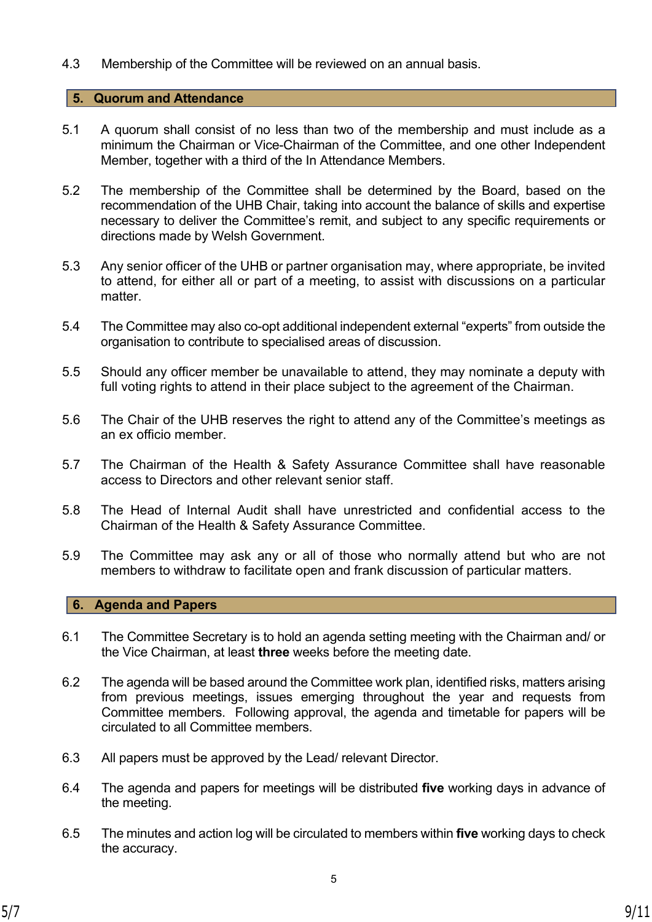4.3 Membership of the Committee will be reviewed on an annual basis.

## 5. Quorum and Attendance

5.1 A quorum shall consist of no less than two of the membership and must include as a minimum the Chairman or Vice-Chairman of the Committee, and one other Independent Member, together with a third of the In Attendance Members.

5.2 The membership of the Committee shall be determined by the Board, based on the recommendation of the UHB Chair, taking into account the balance of skills and expertise necessary to deliver the Committee's remit, and subject to any specific requirements or directions made by Welsh Government.

5.3 Any senior officer of the UHB or partner organisation may, where appropriate, be invited to attend, for either all or part of a meeting, to assist with discussions on a particular matter.

5.4 The Committee may also co-opt additional independent external "experts" from outside the organisation to contribute to specialised areas of discussion.

5.5 Should any officer member be unavailable to attend, they may nominate a deputy with full voting rights to attend in their place subject to the agreement of the Chairman.

5.6 The Chair of the UHB reserves the right to attend any of the Committee's meetings as an ex officio member.

5.7 The Chairman of the Health & Safety Assurance Committee shall have reasonable access to Directors and other relevant senior staff.

5.8 The Head of Internal Audit shall have unrestricted and confidential access to the Chairman of the Health & Safety Assurance Committee.

5.9 The Committee may ask any or all of those who normally attend but who are not members to withdraw to facilitate open and frank discussion of particular matters.

## 6. Agenda and Papers

6.1 The Committee Secretary is to hold an agenda setting meeting with the Chairman and/ or the Vice Chairman, at least **three** weeks before the meeting date.

6.2 The agenda will be based around the Committee work plan, identified risks, matters arising from previous meetings, issues emerging throughout the year and requests from Committee members. Following approval, the agenda and timetable for papers will be circulated to all Committee members.

6.3 All papers must be approved by the Lead/ relevant Director.

6.4 The agenda and papers for meetings will be distributed **five** working days in advance of the meeting.

6.5 The minutes and action log will be circulated to members within **five** working days to check the accuracy.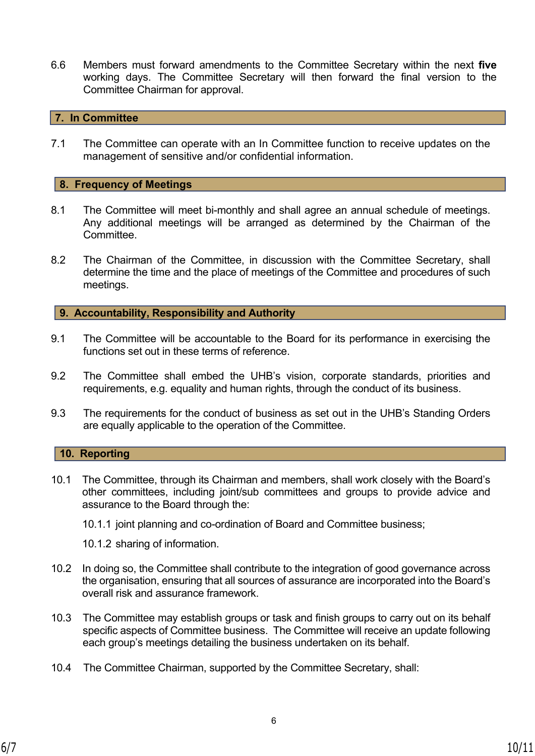6.6 Members must forward amendments to the Committee Secretary within the next **five** working days. The Committee Secretary will then forward the final version to the Committee Chairman for approval.

## 7. In Committee

7.1 The Committee can operate with an In Committee function to receive updates on the management of sensitive and/or confidential information.

## 8. Frequency of Meetings

8.1 The Committee will meet bi-monthly and shall agree an annual schedule of meetings. Any additional meetings will be arranged as determined by the Chairman of the Committee.

8.2 The Chairman of the Committee, in discussion with the Committee Secretary, shall determine the time and the place of meetings of the Committee and procedures of such meetings.

## 9. Accountability, Responsibility and Authority

9.1 The Committee will be accountable to the Board for its performance in exercising the functions set out in these terms of reference.

9.2 The Committee shall embed the UHB's vision, corporate standards, priorities and requirements, e.g. equality and human rights, through the conduct of its business.

9.3 The requirements for the conduct of business as set out in the UHB's Standing Orders are equally applicable to the operation of the Committee.

## 10. Reporting

10.1 The Committee, through its Chairman and members, shall work closely with the Board's other committees, including joint/sub committees and groups to provide advice and assurance to the Board through the:

10.1.1 joint planning and co-ordination of Board and Committee business;

10.1.2 sharing of information.

10.2 In doing so, the Committee shall contribute to the integration of good governance across the organisation, ensuring that all sources of assurance are incorporated into the Board's overall risk and assurance framework.

10.3 The Committee may establish groups or task and finish groups to carry out on its behalf specific aspects of Committee business. The Committee will receive an update following each group's meetings detailing the business undertaken on its behalf.

10.4 The Committee Chairman, supported by the Committee Secretary, shall: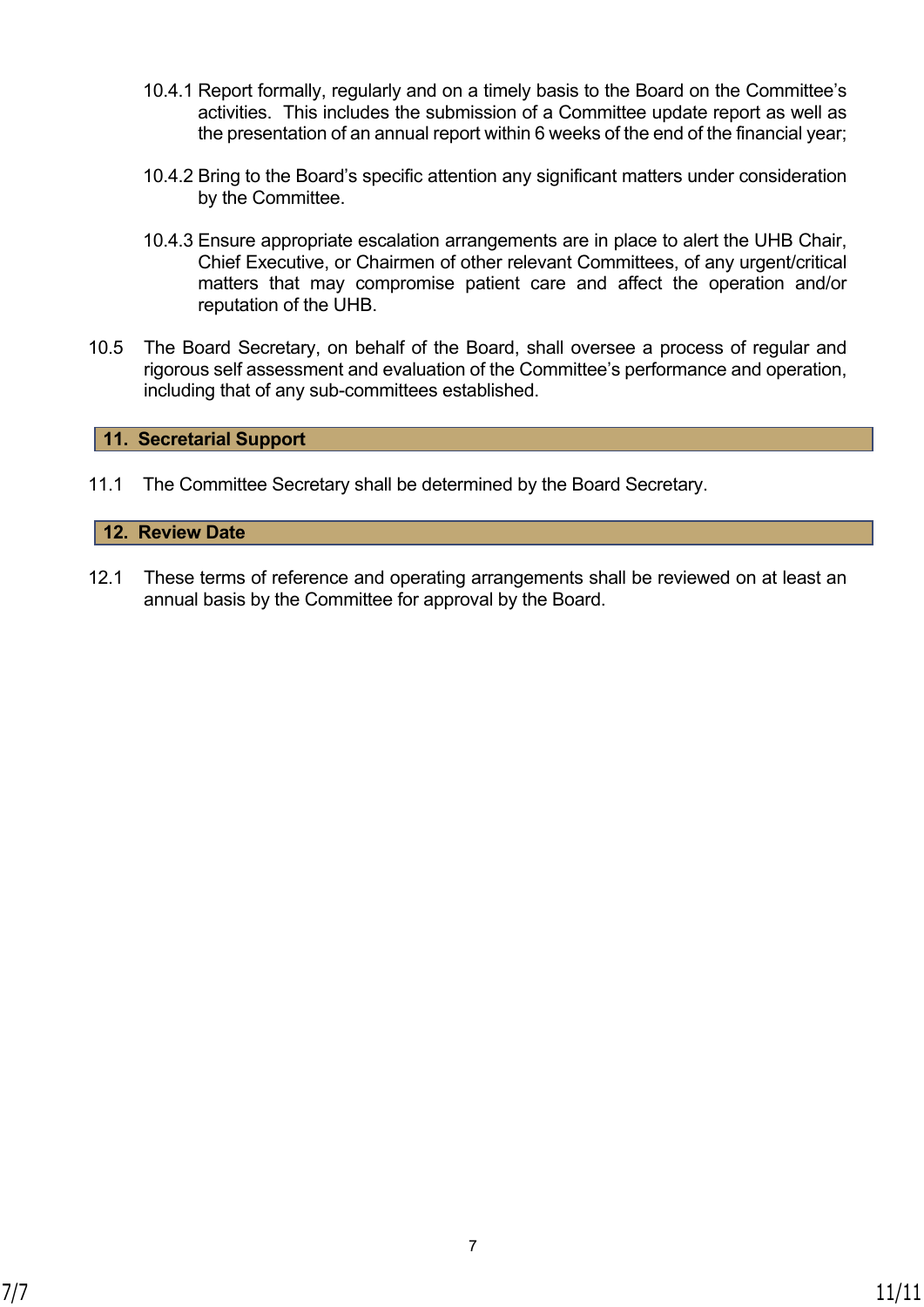10.4.1 Report formally, regularly and on a timely basis to the Board on the Committee's activities. This includes the submission of a Committee update report as well as the presentation of an annual report within 6 weeks of the end of the financial year;

10.4.2 Bring to the Board's specific attention any significant matters under consideration by the Committee.

10.4.3 Ensure appropriate escalation arrangements are in place to alert the UHB Chair, Chief Executive, or Chairmen of other relevant Committees, of any urgent/critical matters that may compromise patient care and affect the operation and/or reputation of the UHB.

10.5 The Board Secretary, on behalf of the Board, shall oversee a process of regular and rigorous self assessment and evaluation of the Committee's performance and operation, including that of any sub-committees established.

## 11. Secretarial Support

11.1 The Committee Secretary shall be determined by the Board Secretary.

## 12. Review Date

12.1 These terms of reference and operating arrangements shall be reviewed on at least an annual basis by the Committee for approval by the Board.